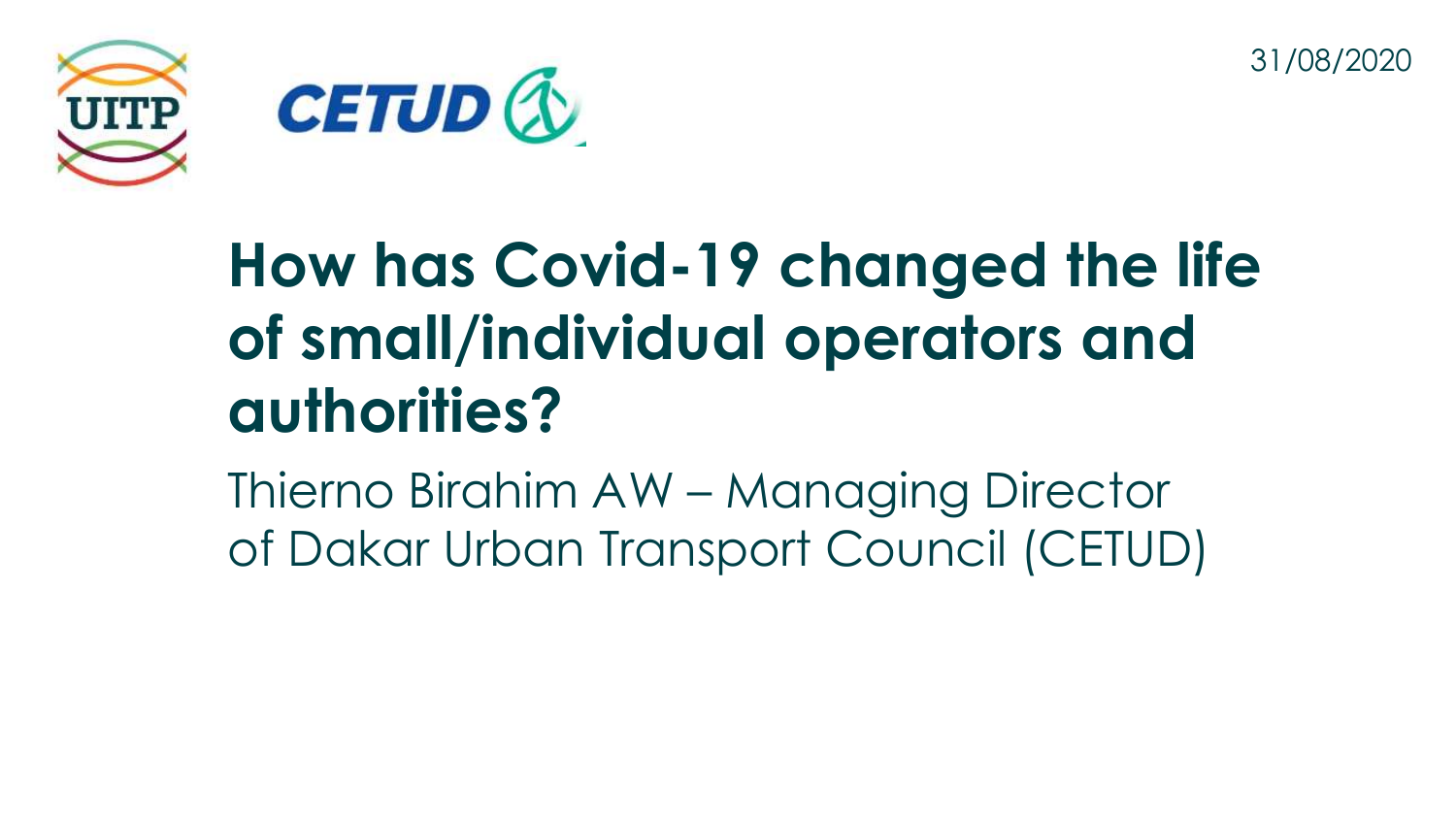31/08/2020

# How has Covid-19 changed the life of small/individual operators and authorities?

Thierno Birahim AW – Managing Director of Dakar Urban Transport Council (CETUD)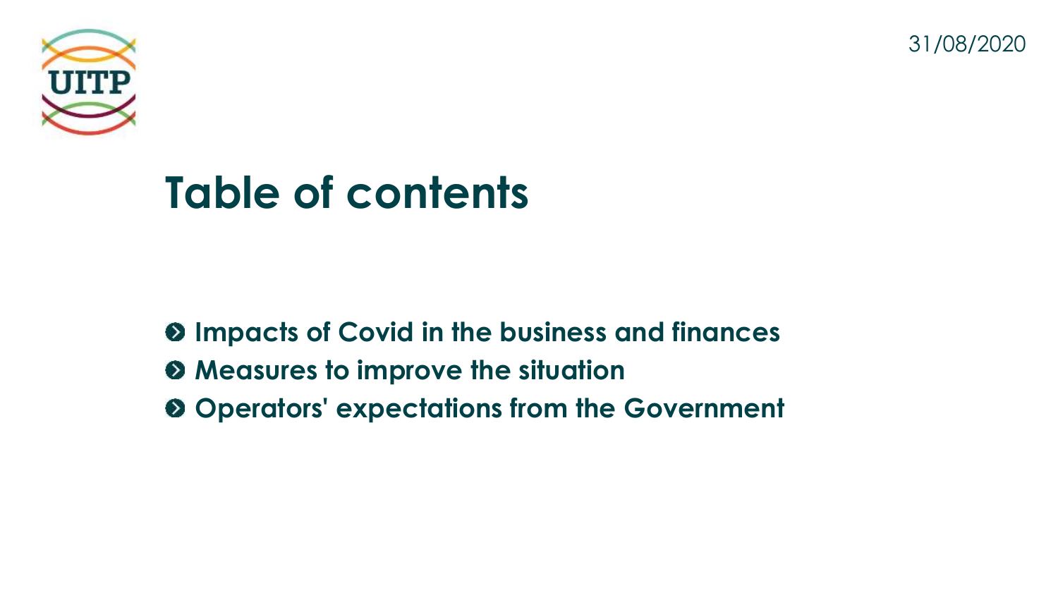31/08/2020

# Table of contents

- **Impacts of Covid in the business and finances**
- **Measures to improve the situation**
- **Operators' expectations from the Government**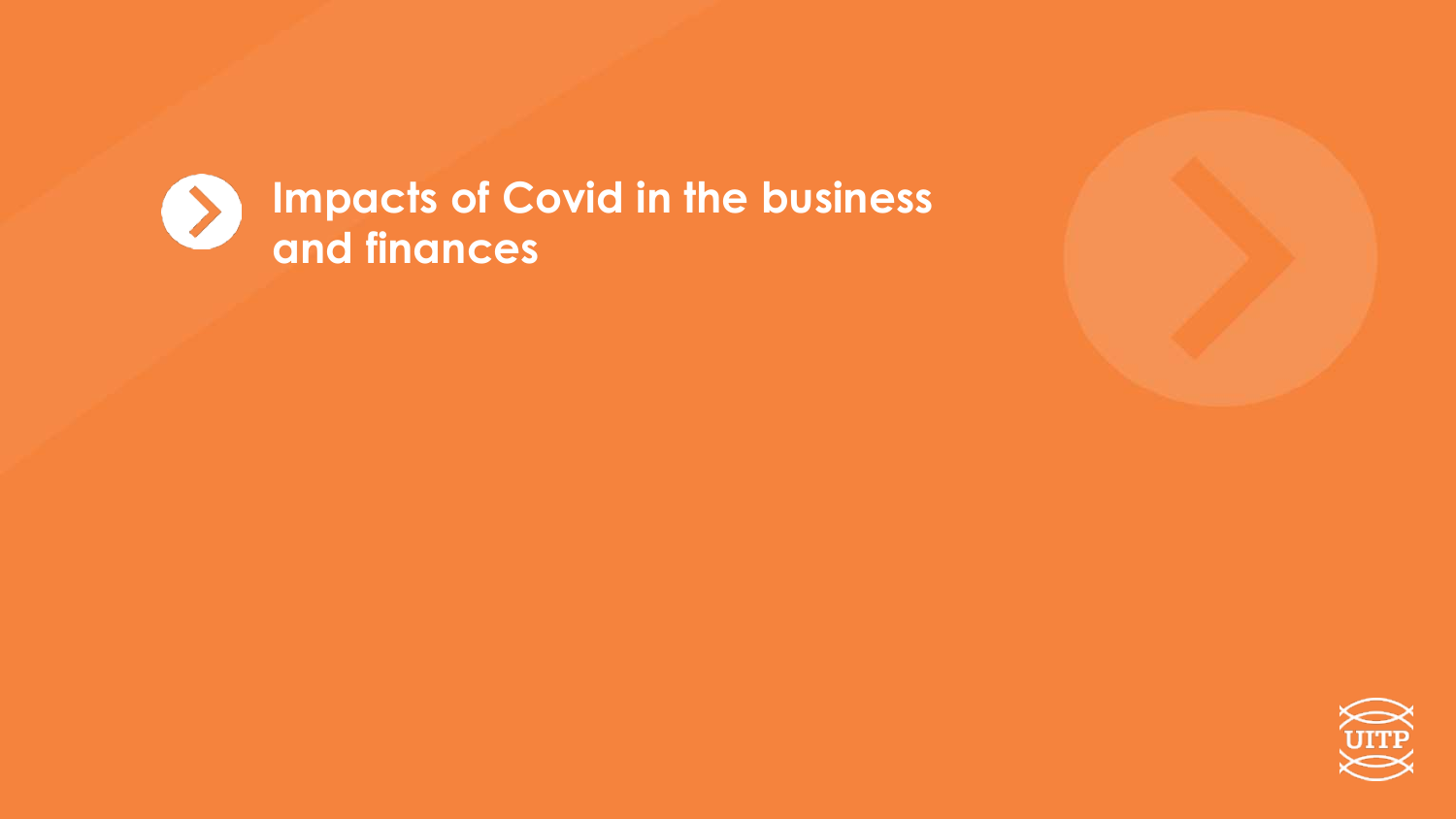# Impacts of Covid in the business and finances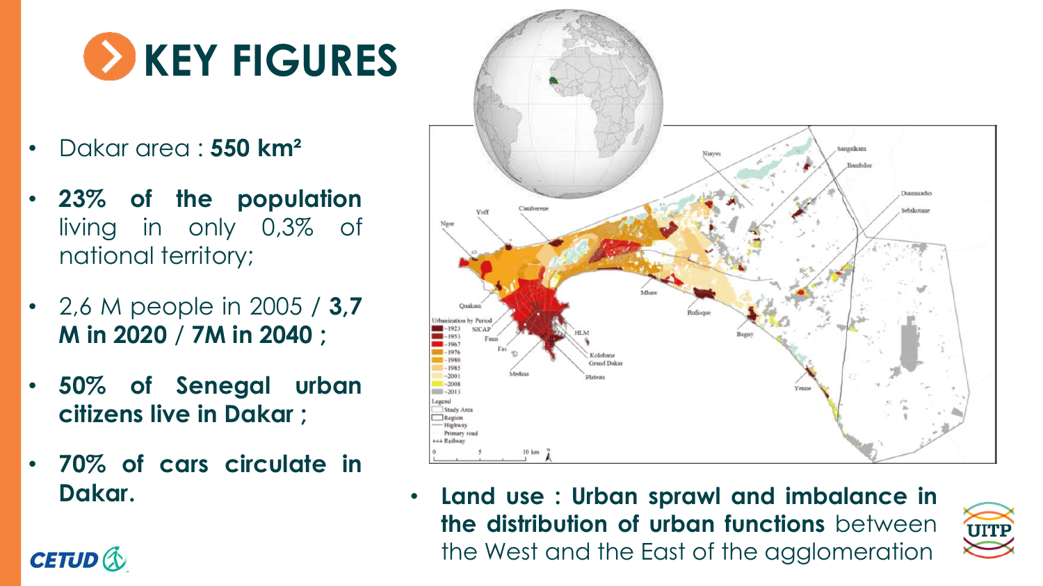# KEY FIGURES

- Dakar area : **550 km²**
- **23% of the population** living in only 0,3% of national territory;
- 2,6 M people in 2005 / **3,7 M in 2020** / **7M in 2040 ;**
- **50% of Senegal urban citizens live in Dakar ;**
- **70% of cars circulate in Dakar.**

- **Land use : Urban sprawl and imbalance in the distribution of urban functions** between the West and the East of the agglomeration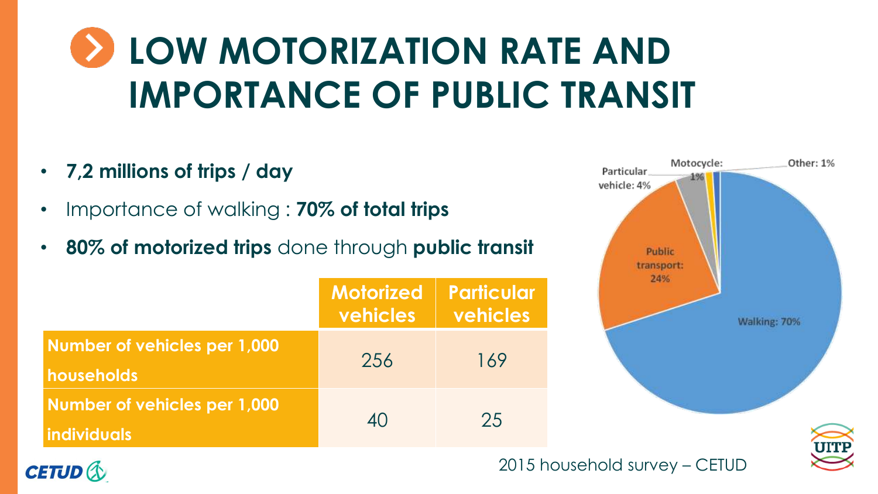# LOW MOTORIZATION RATE AND IMPORTANCE OF PUBLIC TRANSIT

- **7,2 millions of trips / day**
- Importance of walking : **70% of total trips**
- **80% of motorized trips** done through **public transit**

| | Motorized vehicles | Particular vehicles |
|---|---|---|
| **Number of vehicles per 1,000 households** | 256 | 169 |
| **Number of vehicles per 1,000 individuals** | 40 | 25 |

Walking: 70%
Public transport: 24%
Particular vehicle: 4%
Motocycle: 1%
Other: 1%

2015 household survey – CETUD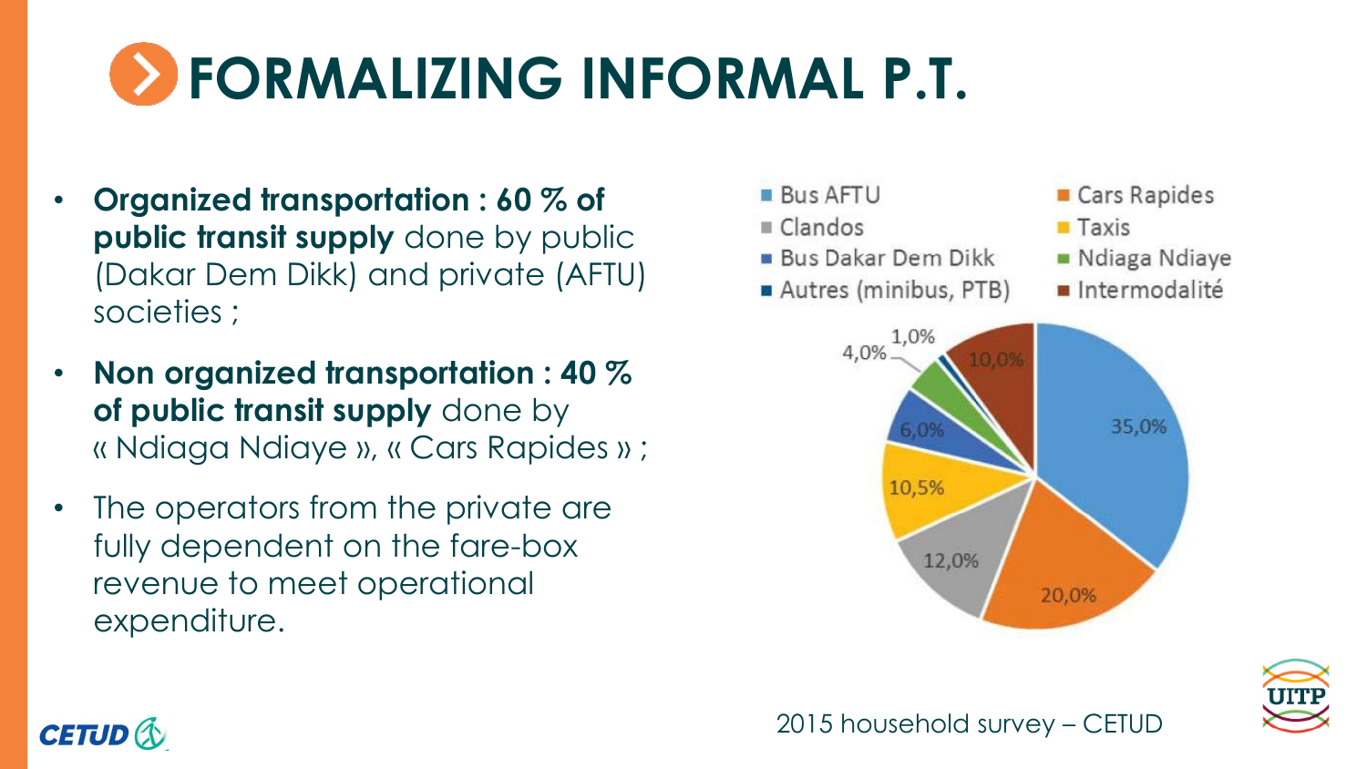# FORMALIZING INFORMAL P.T.

- **Organized transportation : 60 % of public transit supply** done by public (Dakar Dem Dikk) and private (AFTU) societies ;
- **Non organized transportation : 40 % of public transit supply** done by « Ndiaga Ndiaye », « Cars Rapides » ;
- The operators from the private are fully dependent on the fare-box revenue to meet operational expenditure.

| Mode | Share |
|---|---|
| Bus AFTU | 35,0% |
| Cars Rapides | 20,0% |
| Clandos | 12,0% |
| Taxis | 10,5% |
| Bus Dakar Dem Dikk | 6,0% |
| Ndiaga Ndiaye | 4,0% |
| Autres (minibus, PTB) | 1,0% |
| Intermodalité | 10,0% |

2015 household survey – CETUD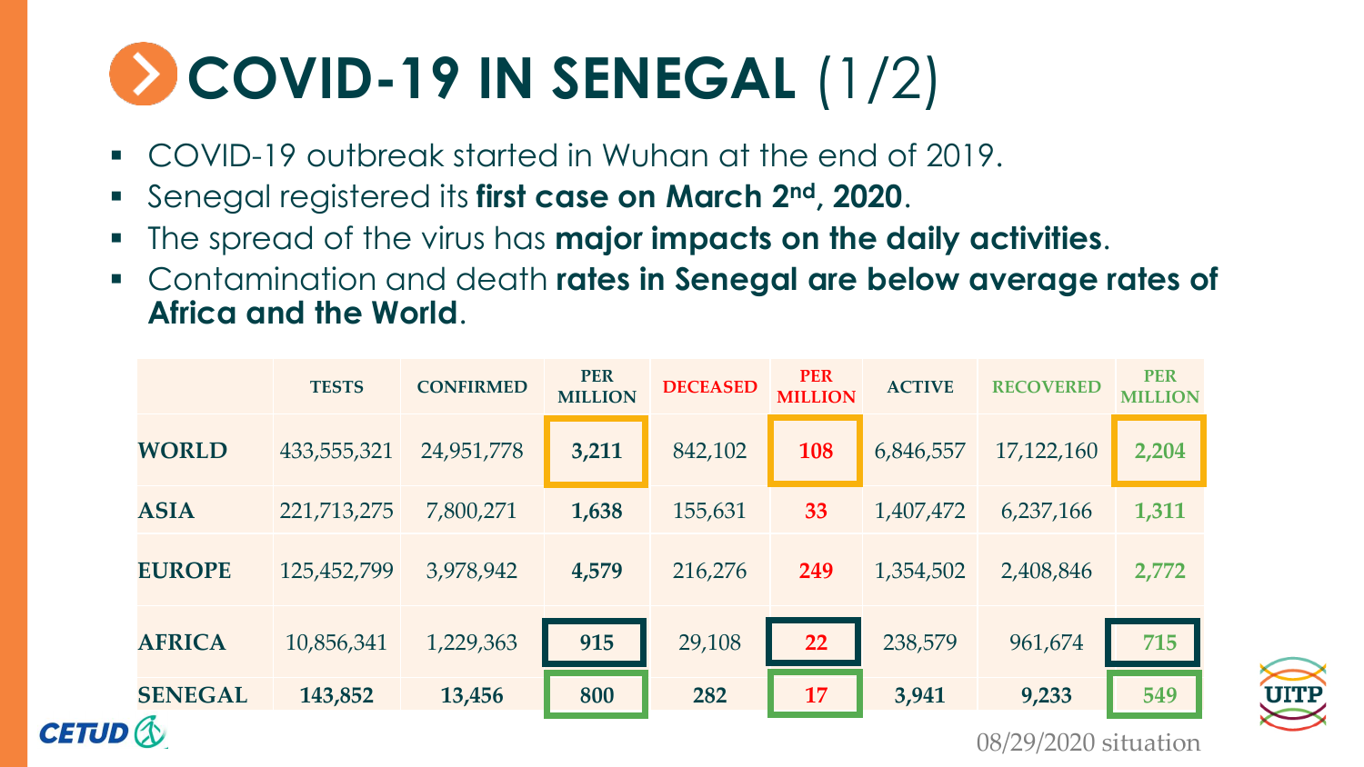# COVID-19 IN SENEGAL (1/2)

- COVID-19 outbreak started in Wuhan at the end of 2019.
- Senegal registered its **first case on March 2nd, 2020**.
- The spread of the virus has **major impacts on the daily activities**.
- Contamination and death **rates in Senegal are below average rates of Africa and the World**.

| | TESTS | CONFIRMED | PER MILLION | DECEASED | PER MILLION | ACTIVE | RECOVERED | PER MILLION |
|---|---|---|---|---|---|---|---|---|
| **WORLD** | 433,555,321 | 24,951,778 | **3,211** | 842,102 | **108** | 6,846,557 | 17,122,160 | **2,204** |
| **ASIA** | 221,713,275 | 7,800,271 | **1,638** | 155,631 | **33** | 1,407,472 | 6,237,166 | **1,311** |
| **EUROPE** | 125,452,799 | 3,978,942 | **4,579** | 216,276 | **249** | 1,354,502 | 2,408,846 | **2,772** |
| **AFRICA** | 10,856,341 | 1,229,363 | **915** | 29,108 | **22** | 238,579 | 961,674 | **715** |
| **SENEGAL** | **143,852** | **13,456** | **800** | **282** | **17** | **3,941** | **9,233** | **549** |

08/29/2020 situation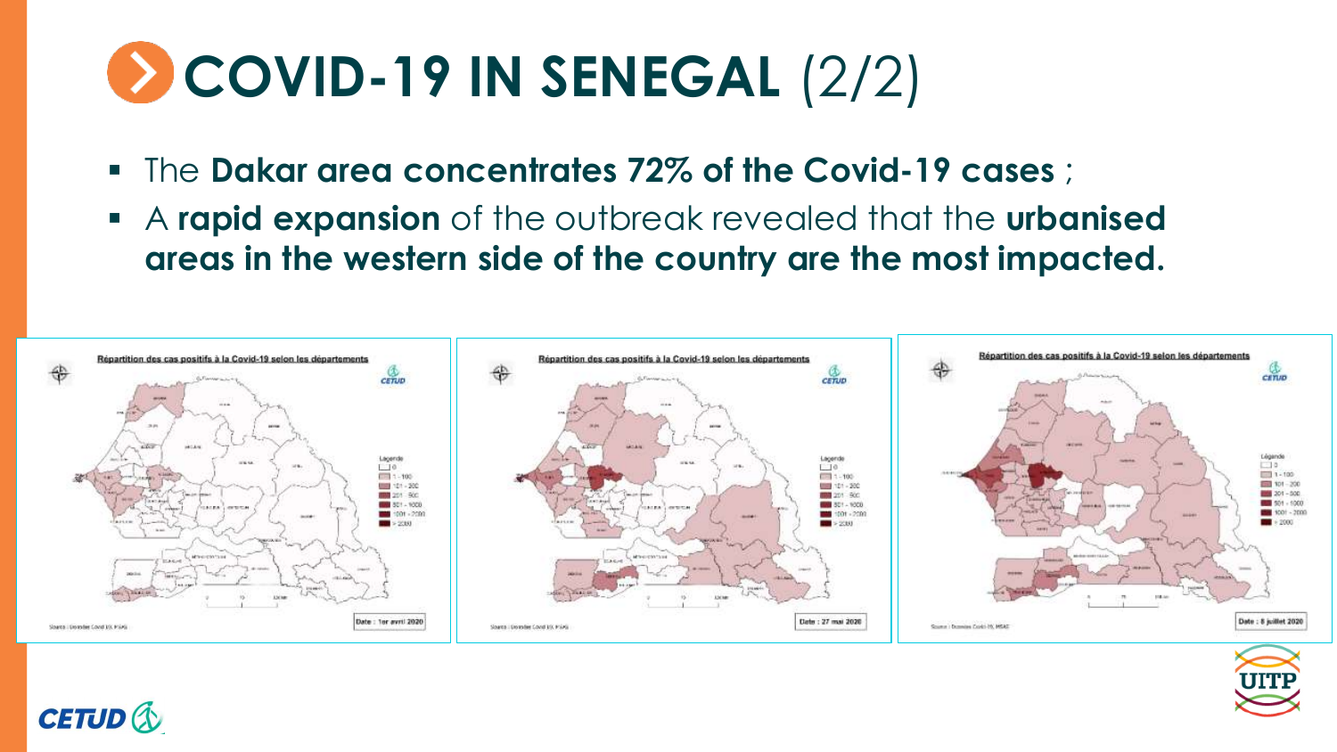# COVID-19 IN SENEGAL (2/2)

- The **Dakar area concentrates 72% of the Covid-19 cases** ;
- A **rapid expansion** of the outbreak revealed that the **urbanised areas in the western side of the country are the most impacted.**

Répartition des cas positifs à la Covid-19 selon les départements

Date : 1er avril 2020

Répartition des cas positifs à la Covid-19 selon les départements

Date : 27 mai 2020

Répartition des cas positifs à la Covid-19 selon les départements

Date : 8 juillet 2020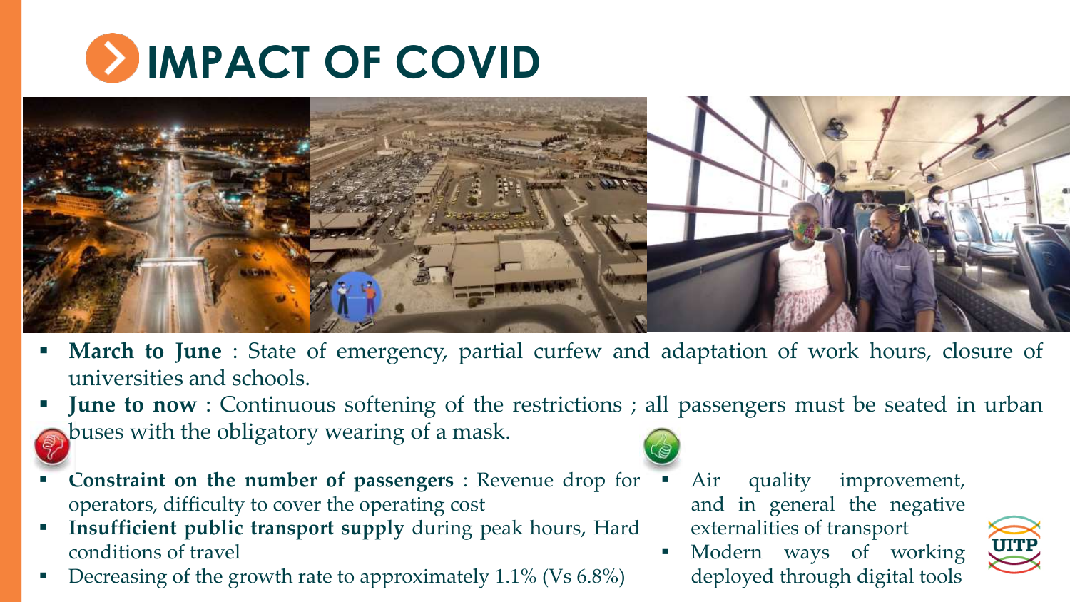# IMPACT OF COVID

- **March to June** : State of emergency, partial curfew and adaptation of work hours, closure of universities and schools.
- **June to now** : Continuous softening of the restrictions ; all passengers must be seated in urban buses with the obligatory wearing of a mask.

- **Constraint on the number of passengers** : Revenue drop for operators, difficulty to cover the operating cost
- **Insufficient public transport supply** during peak hours, Hard conditions of travel
- Decreasing of the growth rate to approximately 1.1% (Vs 6.8%)

- Air quality improvement, and in general the negative externalities of transport
- Modern ways of working deployed through digital tools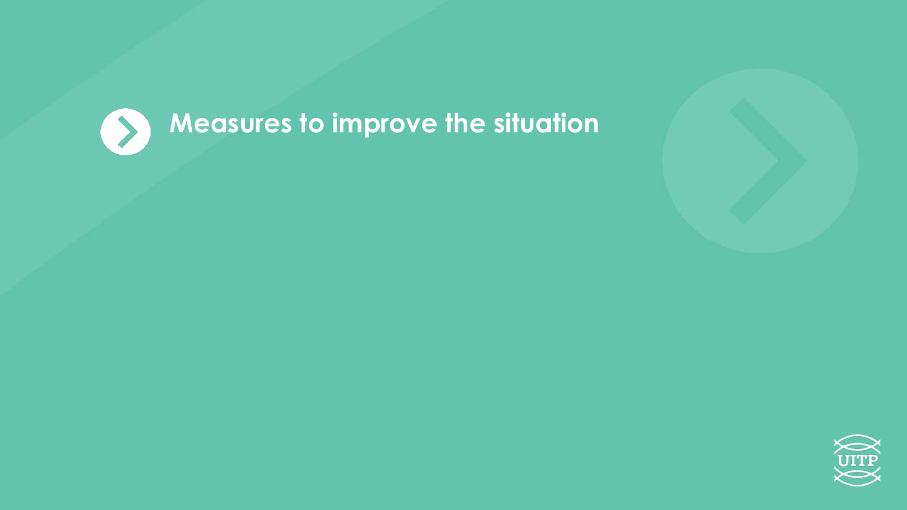# Measures to improve the situation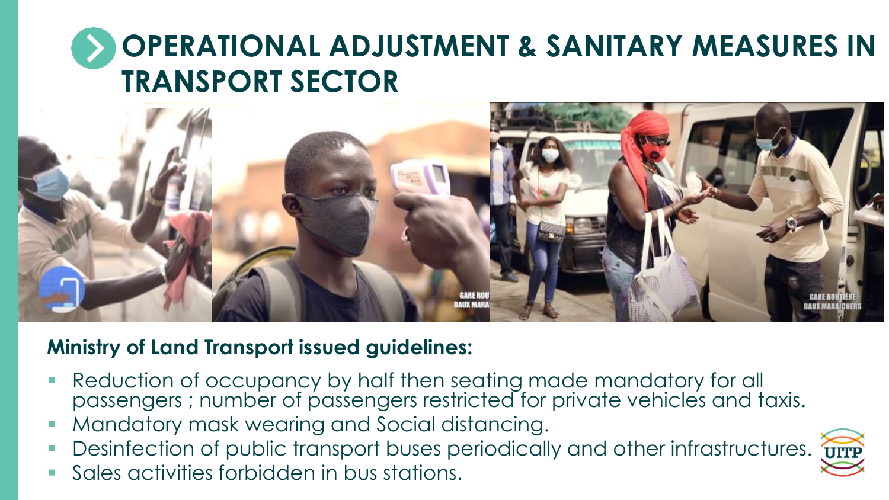# OPERATIONAL ADJUSTMENT & SANITARY MEASURES IN TRANSPORT SECTOR

**Ministry of Land Transport issued guidelines:**

- Reduction of occupancy by half then seating made mandatory for all passengers ; number of passengers restricted for private vehicles and taxis.
- Mandatory mask wearing and Social distancing.
- Desinfection of public transport buses periodically and other infrastructures.
- Sales activities forbidden in bus stations.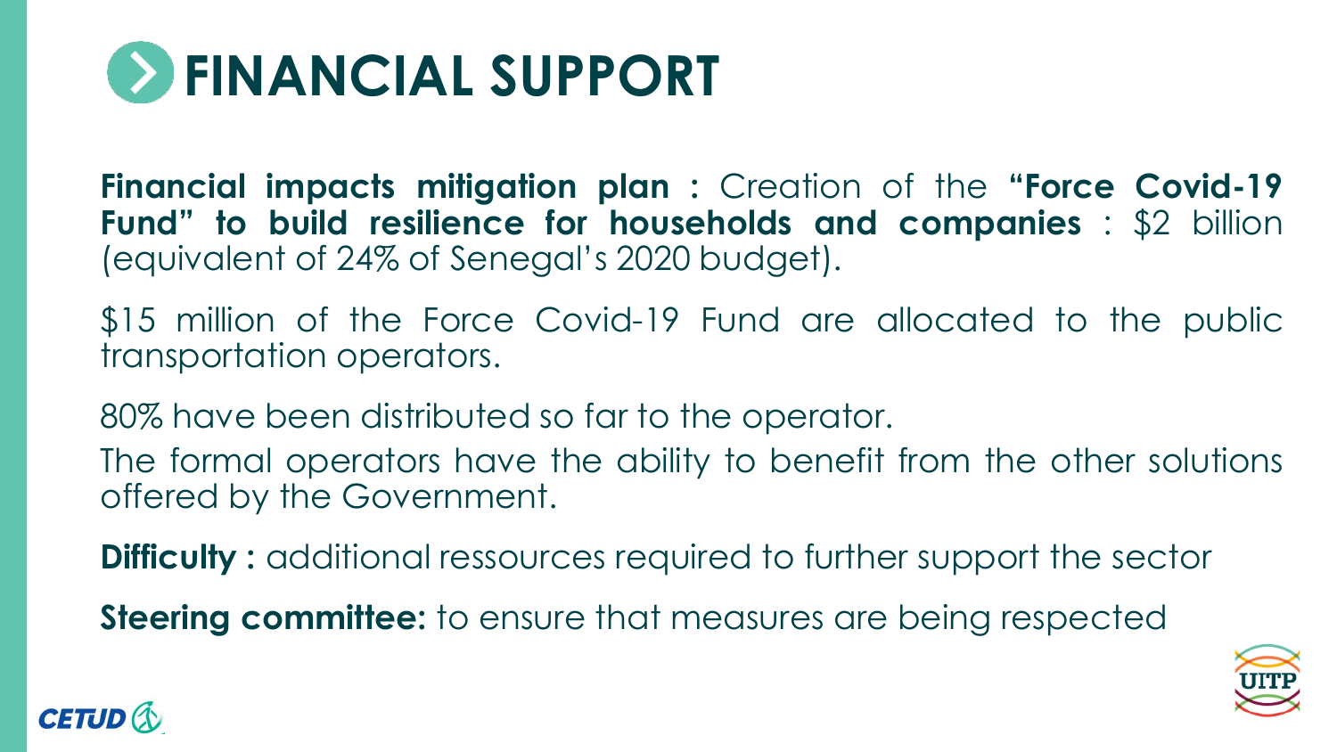# FINANCIAL SUPPORT

**Financial impacts mitigation plan :** Creation of the **"Force Covid-19 Fund" to build resilience for households and companies** : $2 billion (equivalent of 24% of Senegal's 2020 budget).

$15 million of the Force Covid-19 Fund are allocated to the public transportation operators.

80% have been distributed so far to the operator.

The formal operators have the ability to benefit from the other solutions offered by the Government.

**Difficulty :** additional ressources required to further support the sector

**Steering committee:** to ensure that measures are being respected

CETUD

UITP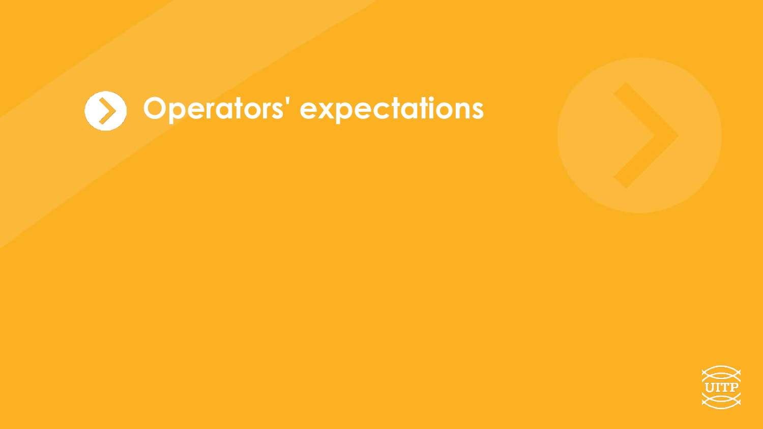# Operators' expectations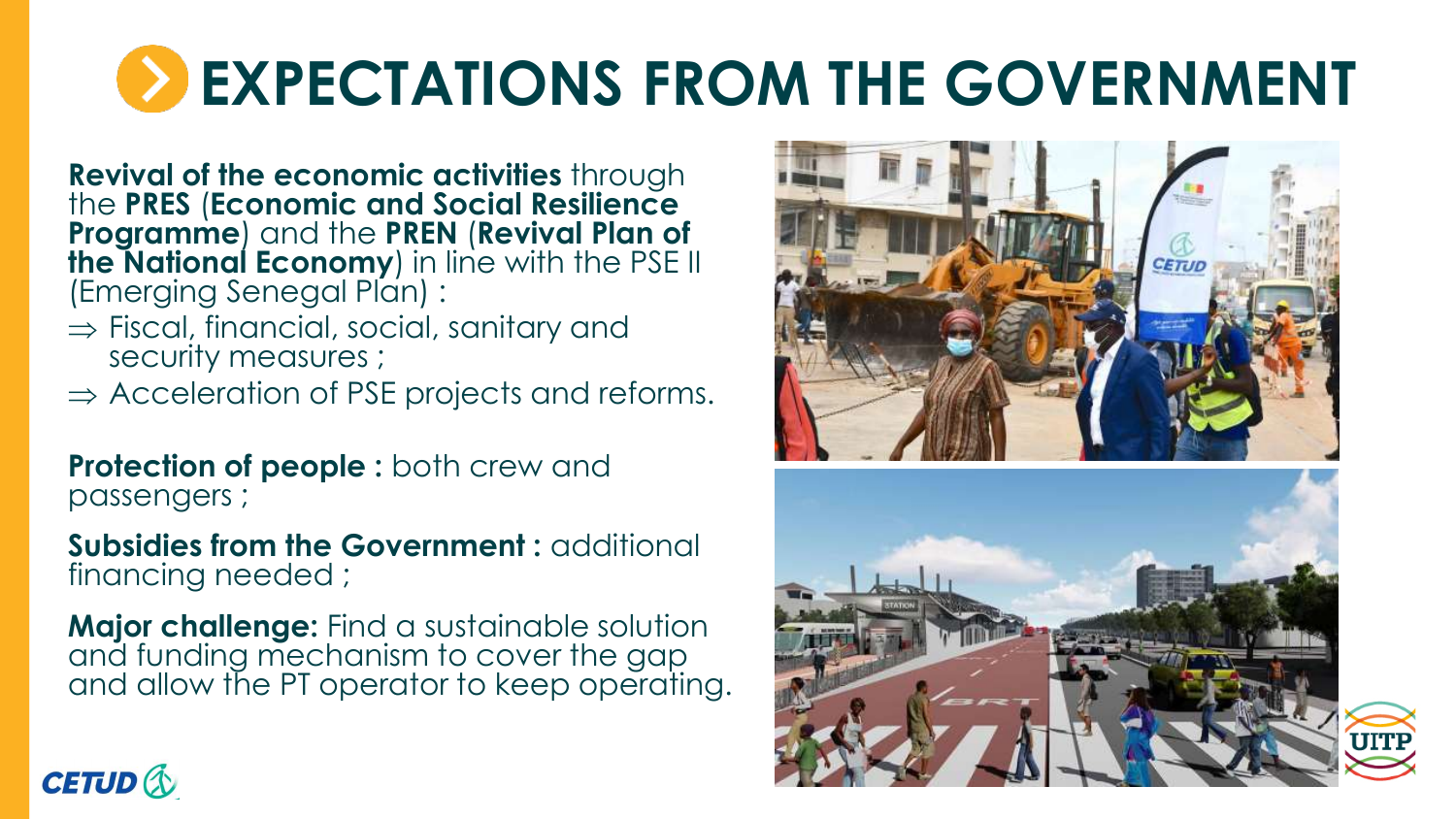# EXPECTATIONS FROM THE GOVERNMENT

**Revival of the economic activities** through the **PRES** (**Economic and Social Resilience Programme**) and the **PREN** (**Revival Plan of the National Economy**) in line with the PSE II (Emerging Senegal Plan) :

⇒ Fiscal, financial, social, sanitary and security measures ;

⇒ Acceleration of PSE projects and reforms.

**Protection of people :** both crew and passengers ;

**Subsidies from the Government :** additional financing needed ;

**Major challenge:** Find a sustainable solution and funding mechanism to cover the gap and allow the PT operator to keep operating.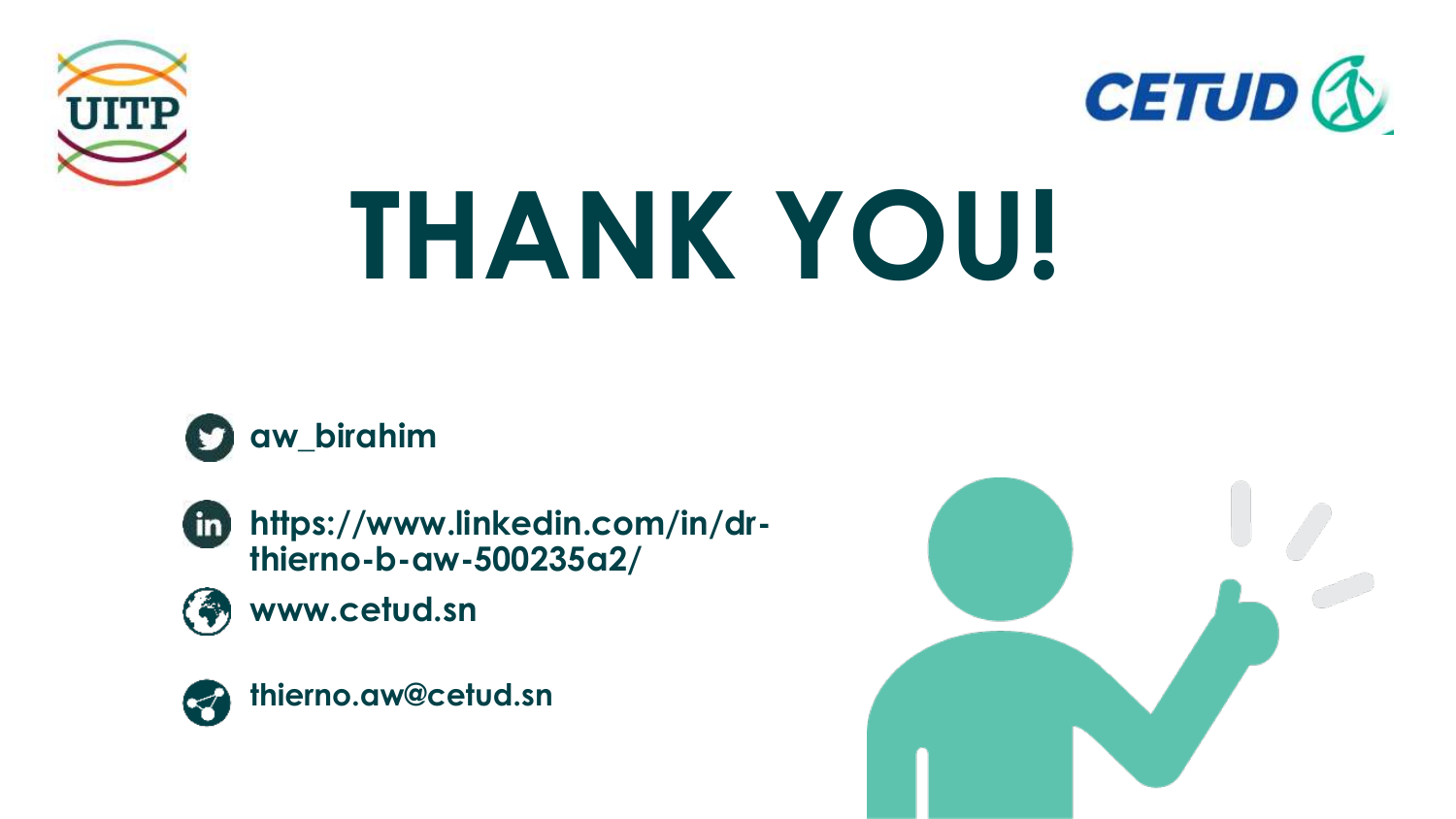# THANK YOU!

aw_birahim

https://www.linkedin.com/in/dr-thierno-b-aw-500235a2/

www.cetud.sn

thierno.aw@cetud.sn